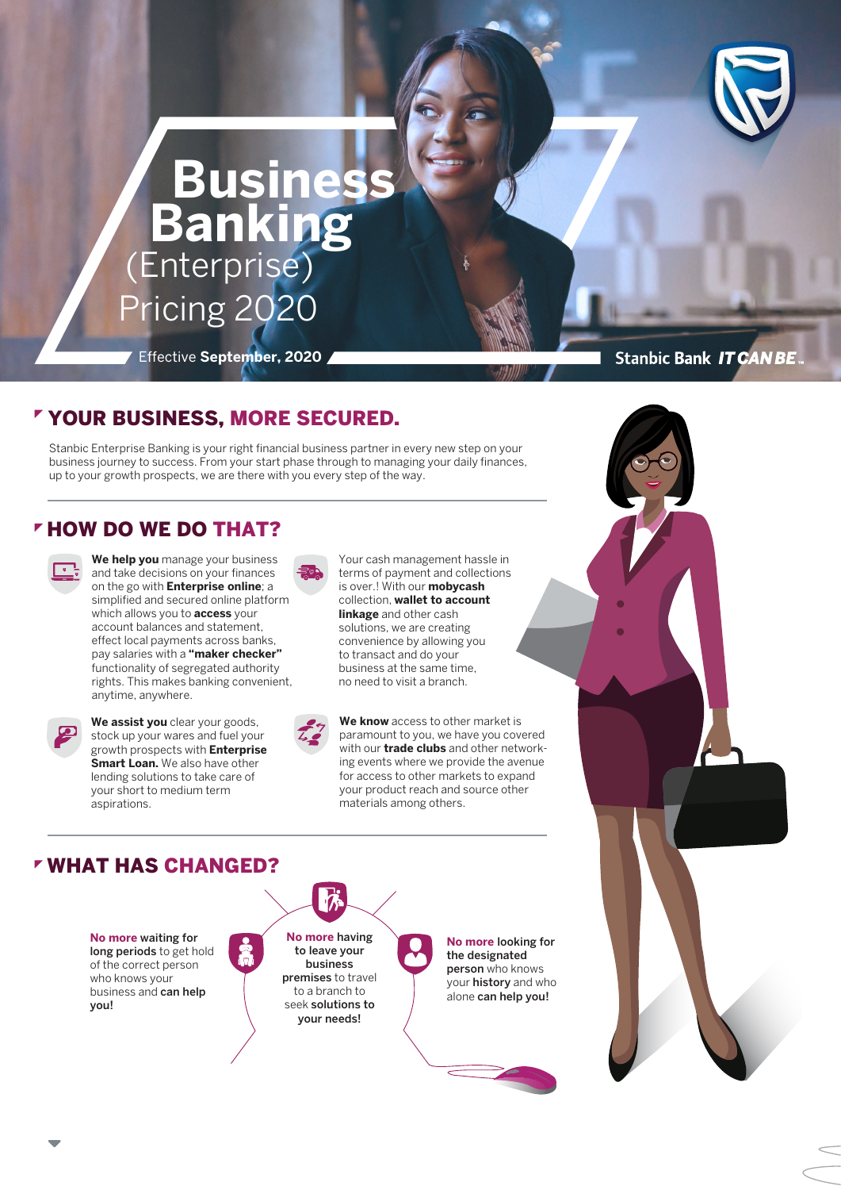# Business Banking (Enterprise) Pricing 2020

Effective **September, 2020**

Stanbic Bank *IT CAN BE*

## YOUR BUSINESS, MORE SECURED.

Stanbic Enterprise Banking is your right financial business partner in every new step on your business journey to success. From your start phase through to managing your daily finances, up to your growth prospects, we are there with you every step of the way.

## HOW DO WE DO THAT?

**We help you** manage your business and take decisions on your finances on the go with **Enterprise online**; a simplified and secured online platform which allows you to **access** your account balances and statement, effect local payments across banks, pay salaries with a **"maker checker"** functionality of segregated authority rights. This makes banking convenient, anytime, anywhere.

Your cash management hassle in terms of payment and collections is over.! With our **mobycash** collection, **wallet to account linkage** and other cash solutions, we are creating convenience by allowing you to transact and do your business at the same time, no need to visit a branch.

**We assist you** clear your goods, stock up your wares and fuel your growth prospects with **Enterprise Smart Loan.** We also have other lending solutions to take care of your short to medium term aspirations.

**We know** access to other market is paramount to you, we have you covered with our **trade clubs** and other networking events where we provide the avenue for access to other markets to expand your product reach and source other materials among others.

## WHAT HAS CHANGED?

**No more** waiting for **long periods** to get hold of the correct person who knows your business and **can help you!**

**No more** having **to leave your business premises** to travel to a branch to seek **solutions to your needs!**

**No more** looking for **the designated person** who knows your **history** and who alone **can help you!**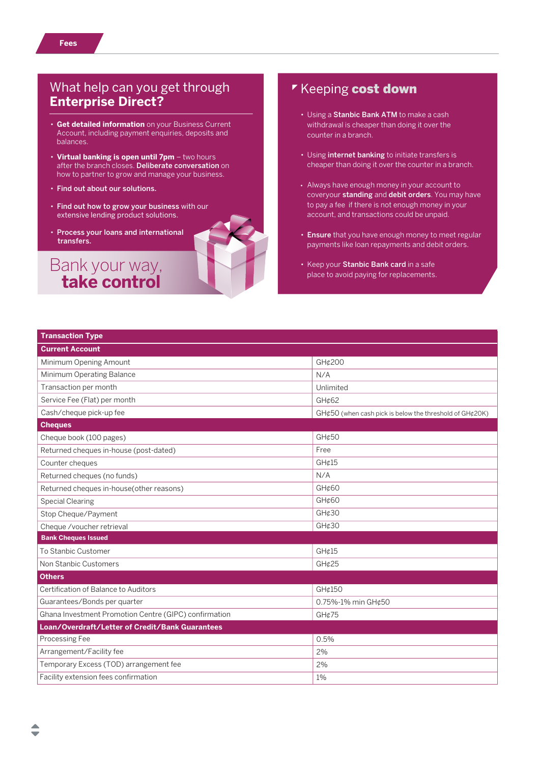## Fees

### What help can you get through **Enterprise Direct?**

- **Get detailed information** on your Business Current Account, including payment enquiries, deposits and balances.
- **Virtual banking is open until 7pm** – two hours after the branch closes. **Deliberate conversation** on how to partner to grow and manage your business.
- **Find out about our solutions.**
- **Find out how to grow your business** with our extensive lending product solutions.
- **Process your loans and international transfers.**

Bank your way, **take control**

### Keeping **cost down**

- Using a **Stanbic Bank ATM** to make a cash withdrawal is cheaper than doing it over the counter in a branch.
- Using **internet banking** to initiate transfers is cheaper than doing it over the counter in a branch.
- Always have enough money in your account to coveryour **standing** and **debit orders**. You may have to pay a fee if there is not enough money in your account, and transactions could be unpaid.
- **Ensure** that you have enough money to meet regular payments like loan repayments and debit orders.
- Keep your **Stanbic Bank card** in a safe place to avoid paying for replacements.

| **Transaction Type** | |
|---|---|
| **Current Account** | |
| Minimum Opening Amount | GH¢200 |
| Minimum Operating Balance | N/A |
| Transaction per month | Unlimited |
| Service Fee (Flat) per month | GH¢62 |
| Cash/cheque pick-up fee | GH¢50 (when cash pick is below the threshold of GH¢20K) |
| **Cheques** | |
| Cheque book (100 pages) | GH¢50 |
| Returned cheques in-house (post-dated) | Free |
| Counter cheques | GH¢15 |
| Returned cheques (no funds) | N/A |
| Returned cheques in-house(other reasons) | GH¢60 |
| Special Clearing | GH¢60 |
| Stop Cheque/Payment | GH¢30 |
| Cheque /voucher retrieval | GH¢30 |
| **Bank Cheques Issued** | |
| To Stanbic Customer | GH¢15 |
| Non Stanbic Customers | GH¢25 |
| **Others** | |
| Certification of Balance to Auditors | GH¢150 |
| Guarantees/Bonds per quarter | 0.75%-1% min GH¢50 |
| Ghana Investment Promotion Centre (GIPC) confirmation | GH¢75 |
| **Loan/Overdraft/Letter of Credit/Bank Guarantees** | |
| Processing Fee | 0.5% |
| Arrangement/Facility fee | 2% |
| Temporary Excess (TOD) arrangement fee | 2% |
| Facility extension fees confirmation | 1% |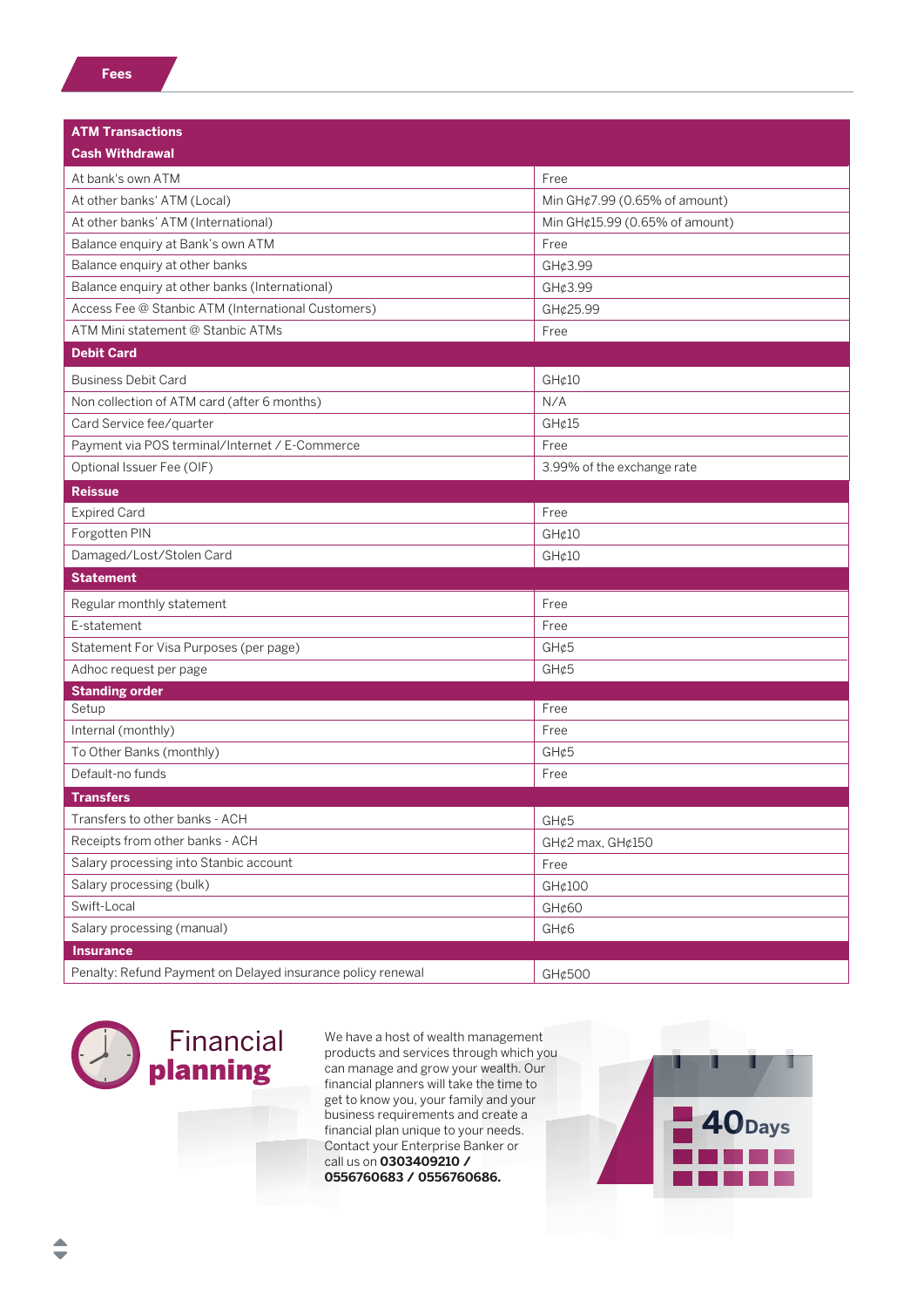## Fees

| ATM Transactions | |
|---|---|
| **Cash Withdrawal** | |
| At bank's own ATM | Free |
| At other banks' ATM (Local) | Min GH¢7.99 (0.65% of amount) |
| At other banks' ATM (International) | Min GH¢15.99 (0.65% of amount) |
| Balance enquiry at Bank's own ATM | Free |
| Balance enquiry at other banks | GH¢3.99 |
| Balance enquiry at other banks (International) | GH¢3.99 |
| Access Fee @ Stanbic ATM (International Customers) | GH¢25.99 |
| ATM Mini statement @ Stanbic ATMs | Free |
| **Debit Card** | |
| Business Debit Card | GH¢10 |
| Non collection of ATM card (after 6 months) | N/A |
| Card Service fee/quarter | GH¢15 |
| Payment via POS terminal/Internet / E-Commerce | Free |
| Optional Issuer Fee (OIF) | 3.99% of the exchange rate |
| **Reissue** | |
| Expired Card | Free |
| Forgotten PIN | GH¢10 |
| Damaged/Lost/Stolen Card | GH¢10 |
| **Statement** | |
| Regular monthly statement | Free |
| E-statement | Free |
| Statement For Visa Purposes (per page) | GH¢5 |
| Adhoc request per page | GH¢5 |
| **Standing order** | |
| Setup | Free |
| Internal (monthly) | Free |
| To Other Banks (monthly) | GH¢5 |
| Default-no funds | Free |
| **Transfers** | |
| Transfers to other banks - ACH | GH¢5 |
| Receipts from other banks - ACH | GH¢2 max, GH¢150 |
| Salary processing into Stanbic account | Free |
| Salary processing (bulk) | GH¢100 |
| Swift-Local | GH¢60 |
| Salary processing (manual) | GH¢6 |
| **Insurance** | |
| Penalty: Refund Payment on Delayed insurance policy renewal | GH¢500 |

## Financial **planning**

We have a host of wealth management products and services through which you can manage and grow your wealth. Our financial planners will take the time to get to know you, your family and your business requirements and create a financial plan unique to your needs. Contact your Enterprise Banker or call us on **0303409210 / 0556760683 / 0556760686.**

40Days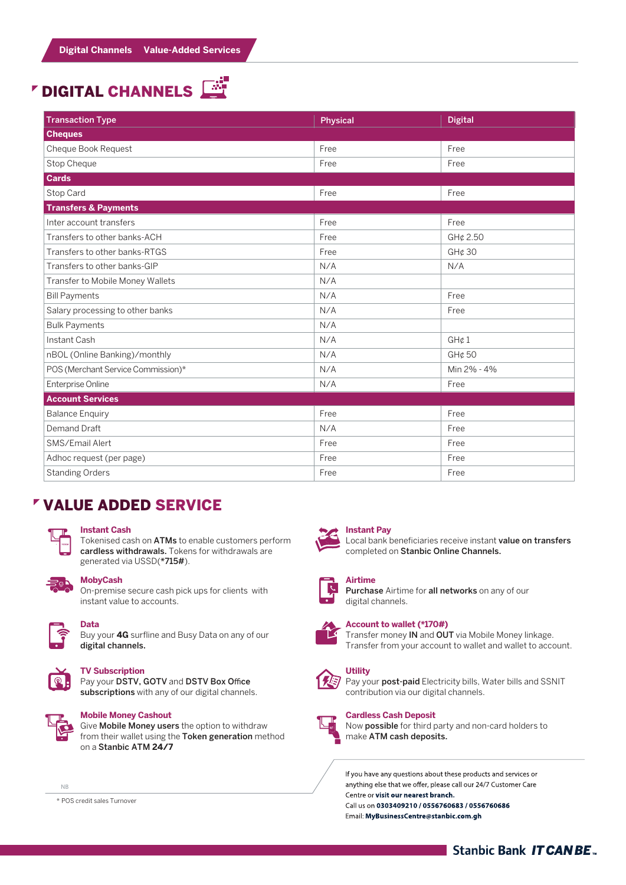Digital Channels Value-Added Services

# DIGITAL CHANNELS

| Transaction Type | Physical | Digital |
|---|---|---|
| **Cheques** | | |
| Cheque Book Request | Free | Free |
| Stop Cheque | Free | Free |
| **Cards** | | |
| Stop Card | Free | Free |
| **Transfers & Payments** | | |
| Inter account transfers | Free | Free |
| Transfers to other banks-ACH | Free | GH¢ 2.50 |
| Transfers to other banks-RTGS | Free | GH¢ 30 |
| Transfers to other banks-GIP | N/A | N/A |
| Transfer to Mobile Money Wallets | N/A | |
| Bill Payments | N/A | Free |
| Salary processing to other banks | N/A | Free |
| Bulk Payments | N/A | |
| Instant Cash | N/A | GH¢ 1 |
| nBOL (Online Banking)/monthly | N/A | GH¢ 50 |
| POS (Merchant Service Commission)* | N/A | Min 2% - 4% |
| Enterprise Online | N/A | Free |
| **Account Services** | | |
| Balance Enquiry | Free | Free |
| Demand Draft | N/A | Free |
| SMS/Email Alert | Free | Free |
| Adhoc request (per page) | Free | Free |
| Standing Orders | Free | Free |

# VALUE ADDED SERVICE

**Instant Cash**
Tokenised cash on **ATMs** to enable customers perform **cardless withdrawals.** Tokens for withdrawals are generated via USSD(***715#**).

**MobyCash**
On-premise secure cash pick ups for clients with instant value to accounts.

**Data**
Buy your **4G** surfline and Busy Data on any of our **digital channels.**

**TV Subscription**
Pay your **DSTV, GOTV** and **DSTV Box Office subscriptions** with any of our digital channels.

**Mobile Money Cashout**
Give **Mobile Money users** the option to withdraw from their wallet using the **Token generation** method on a **Stanbic ATM 24/7**

**Instant Pay**
Local bank beneficiaries receive instant **value on transfers** completed on **Stanbic Online Channels.**

**Airtime**
**Purchase** Airtime for **all networks** on any of our digital channels.

**Account to wallet (*170#)**
Transfer money **IN** and **OUT** via Mobile Money linkage. Transfer from your account to wallet and wallet to account.

**Utility**
Pay your **post-paid** Electricity bills, Water bills and SSNIT contribution via our digital channels.

**Cardless Cash Deposit**
Now **possible** for third party and non-card holders to make **ATM cash deposits.**

NB

* POS credit sales Turnover

If you have any questions about these products and services or anything else that we offer, please call our 24/7 Customer Care Centre or **visit our nearest branch.**
Call us on **0303409210 / 0556760683 / 0556760686**
Email: **MyBusinessCentre@stanbic.com.gh**

Stanbic Bank **IT CAN BE**™